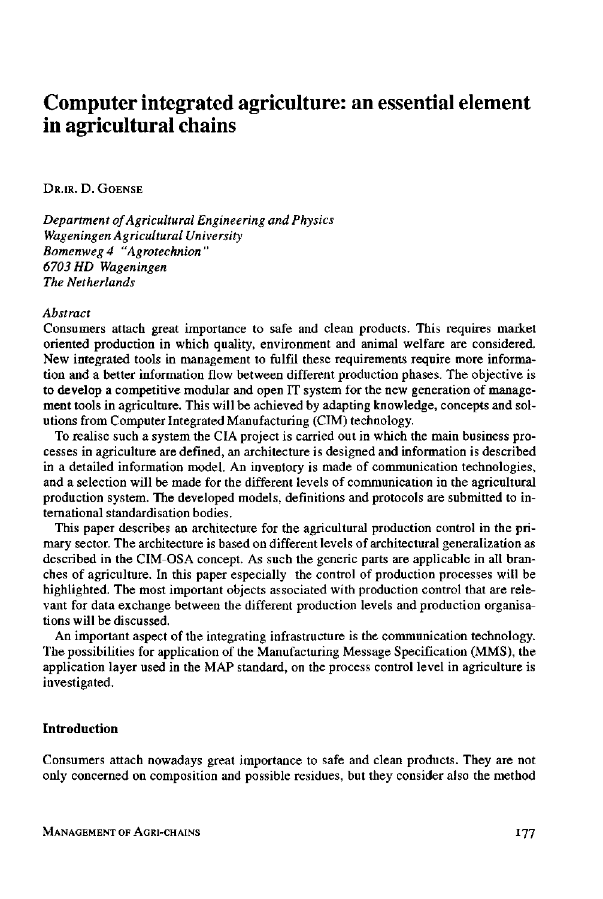# Computer integrated agriculture: an essential element in agricultural chains

DR.IR. D. GOENSE

*Department of Agricultural Engineering and Physics*
*Wageningen Agricultural University*
*Bomenweg 4 "Agrotechnion"*
*6703 HD Wageningen*
*The Netherlands*

*Abstract*

Consumers attach great importance to safe and clean products. This requires market oriented production in which quality, environment and animal welfare are considered. New integrated tools in management to fulfil these requirements require more information and a better information flow between different production phases. The objective is to develop a competitive modular and open IT system for the new generation of management tools in agriculture. This will be achieved by adapting knowledge, concepts and solutions from Computer Integrated Manufacturing (CIM) technology.

To realise such a system the CIA project is carried out in which the main business processes in agriculture are defined, an architecture is designed and information is described in a detailed information model. An inventory is made of communication technologies, and a selection will be made for the different levels of communication in the agricultural production system. The developed models, definitions and protocols are submitted to international standardisation bodies.

This paper describes an architecture for the agricultural production control in the primary sector. The architecture is based on different levels of architectural generalization as described in the CIM-OSA concept. As such the generic parts are applicable in all branches of agriculture. In this paper especially the control of production processes will be highlighted. The most important objects associated with production control that are relevant for data exchange between the different production levels and production organisations will be discussed.

An important aspect of the integrating infrastructure is the communication technology. The possibilities for application of the Manufacturing Message Specification (MMS), the application layer used in the MAP standard, on the process control level in agriculture is investigated.

## Introduction

Consumers attach nowadays great importance to safe and clean products. They are not only concerned on composition and possible residues, but they consider also the method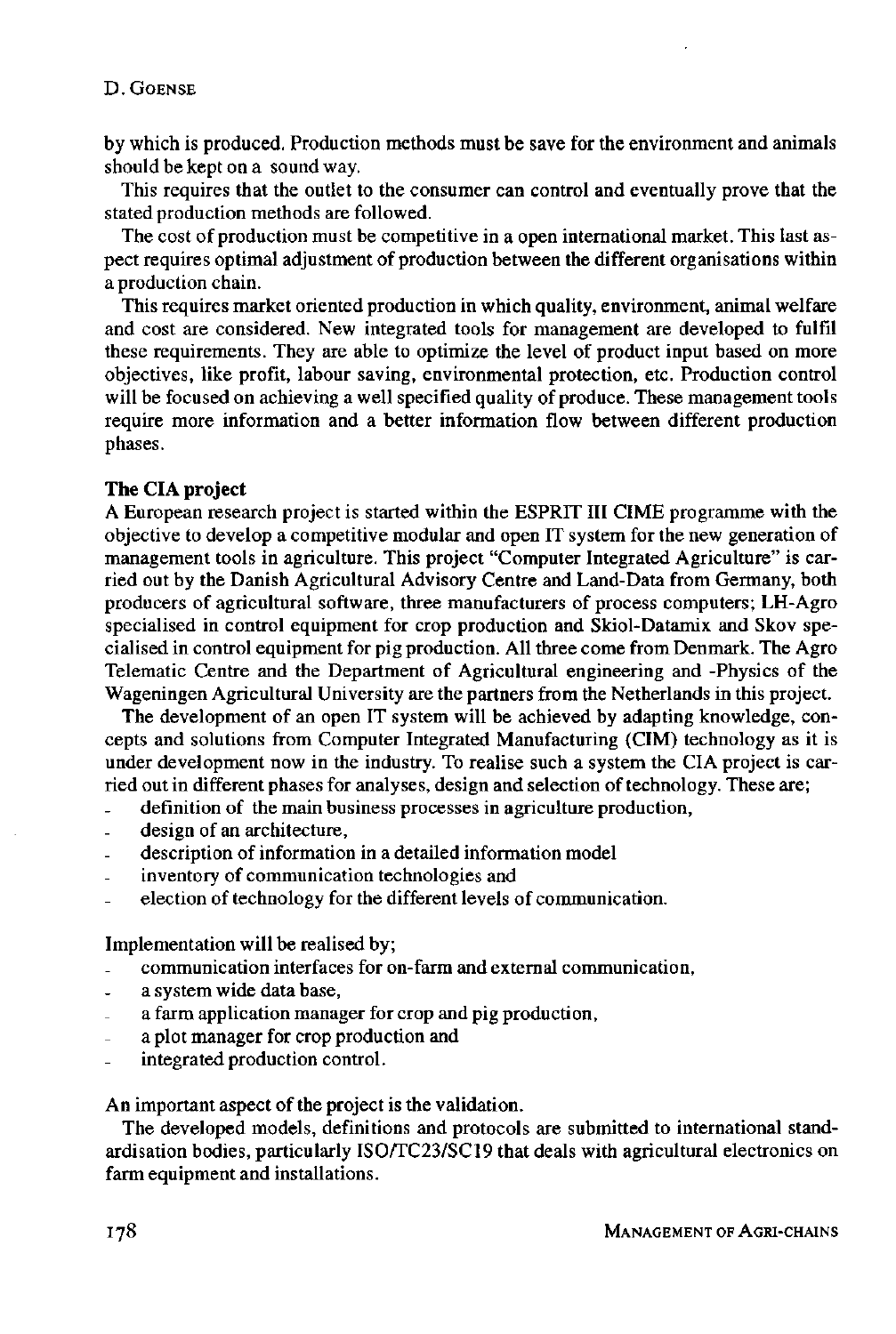by which is produced. Production methods must be save for the environment and animals should be kept on a sound way.

This requires that the outlet to the consumer can control and eventually prove that the stated production methods are followed.

The cost of production must be competitive in a open international market. This last aspect requires optimal adjustment of production between the different organisations within a production chain.

This requires market oriented production in which quality, environment, animal welfare and cost are considered. New integrated tools for management are developed to fulfil these requirements. They are able to optimize the level of product input based on more objectives, like profit, labour saving, environmental protection, etc. Production control will be focused on achieving a well specified quality of produce. These management tools require more information and a better information flow between different production phases.

**The CIA project**

A European research project is started within the ESPRIT III CIME programme with the objective to develop a competitive modular and open IT system for the new generation of management tools in agriculture. This project "Computer Integrated Agriculture" is carried out by the Danish Agricultural Advisory Centre and Land-Data from Germany, both producers of agricultural software, three manufacturers of process computers; LH-Agro specialised in control equipment for crop production and Skiol-Datamix and Skov specialised in control equipment for pig production. All three come from Denmark. The Agro Telematic Centre and the Department of Agricultural engineering and -Physics of the Wageningen Agricultural University are the partners from the Netherlands in this project.

The development of an open IT system will be achieved by adapting knowledge, concepts and solutions from Computer Integrated Manufacturing (CIM) technology as it is under development now in the industry. To realise such a system the CIA project is carried out in different phases for analyses, design and selection of technology. These are;

- definition of the main business processes in agriculture production,
- design of an architecture,
- description of information in a detailed information model
- inventory of communication technologies and
- election of technology for the different levels of communication.

Implementation will be realised by;

- communication interfaces for on-farm and external communication,
- a system wide data base,
- a farm application manager for crop and pig production,
- a plot manager for crop production and
- integrated production control.

An important aspect of the project is the validation.

The developed models, definitions and protocols are submitted to international standardisation bodies, particularly ISO/TC23/SC19 that deals with agricultural electronics on farm equipment and installations.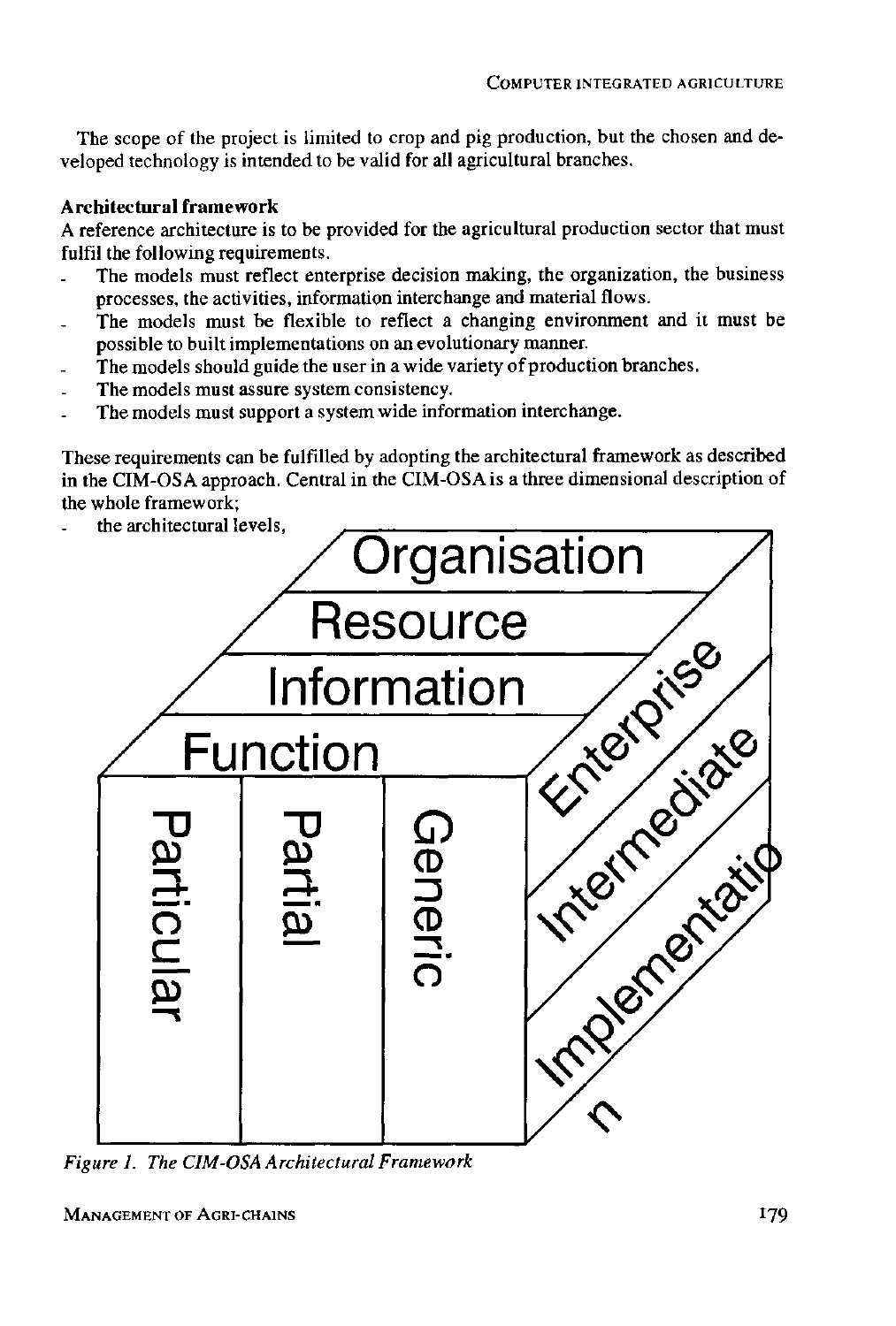The scope of the project is limited to crop and pig production, but the chosen and developed technology is intended to be valid for all agricultural branches.

**Architectural framework**

A reference architecture is to be provided for the agricultural production sector that must fulfil the following requirements.

- The models must reflect enterprise decision making, the organization, the business processes, the activities, information interchange and material flows.
- The models must be flexible to reflect a changing environment and it must be possible to built implementations on an evolutionary manner.
- The models should guide the user in a wide variety of production branches.
- The models must assure system consistency.
- The models must support a system wide information interchange.

These requirements can be fulfilled by adopting the architectural framework as described in the CIM-OSA approach. Central in the CIM-OSA is a three dimensional description of the whole framework;

- the architectural levels,

Organisation
Resource
Information
Function
Particular
Partial
Generic
Enterprise
Intermediate
Implementation

*Figure 1. The CIM-OSA Architectural Framework*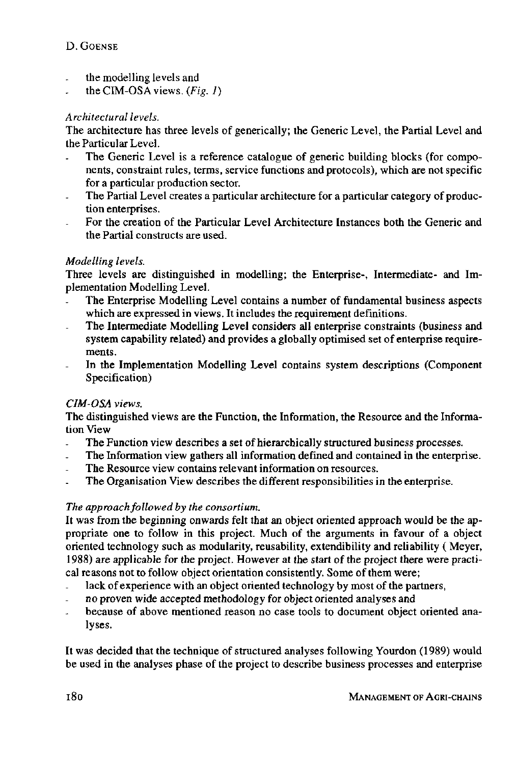- the modelling levels and
- the CIM-OSA views. *(Fig. 1)*

*Architectural levels.*
The architecture has three levels of generically; the Generic Level, the Partial Level and the Particular Level.

- The Generic Level is a reference catalogue of generic building blocks (for components, constraint rules, terms, service functions and protocols), which are not specific for a particular production sector.
- The Partial Level creates a particular architecture for a particular category of production enterprises.
- For the creation of the Particular Level Architecture Instances both the Generic and the Partial constructs are used.

*Modelling levels.*
Three levels are distinguished in modelling; the Enterprise-, Intermediate- and Implementation Modelling Level.

- The Enterprise Modelling Level contains a number of fundamental business aspects which are expressed in views. It includes the requirement definitions.
- The Intermediate Modelling Level considers all enterprise constraints (business and system capability related) and provides a globally optimised set of enterprise requirements.
- In the Implementation Modelling Level contains system descriptions (Component Specification)

*CIM-OSA views.*
The distinguished views are the Function, the Information, the Resource and the Information View

- The Function view describes a set of hierarchically structured business processes.
- The Information view gathers all information defined and contained in the enterprise.
- The Resource view contains relevant information on resources.
- The Organisation View describes the different responsibilities in the enterprise.

*The approach followed by the consortium.*
It was from the beginning onwards felt that an object oriented approach would be the appropriate one to follow in this project. Much of the arguments in favour of a object oriented technology such as modularity, reusability, extendibility and reliability ( Meyer, 1988) are applicable for the project. However at the start of the project there were practical reasons not to follow object orientation consistently. Some of them were;

- lack of experience with an object oriented technology by most of the partners,
- no proven wide accepted methodology for object oriented analyses and
- because of above mentioned reason no case tools to document object oriented analyses.

It was decided that the technique of structured analyses following Yourdon (1989) would be used in the analyses phase of the project to describe business processes and enterprise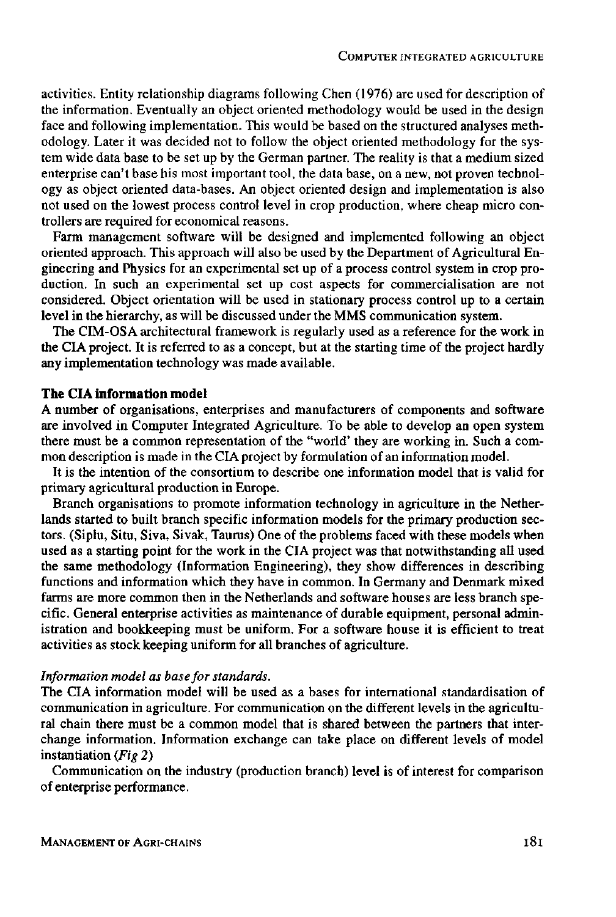activities. Entity relationship diagrams following Chen (1976) are used for description of the information. Eventually an object oriented methodology would be used in the design face and following implementation. This would be based on the structured analyses methodology. Later it was decided not to follow the object oriented methodology for the system wide data base to be set up by the German partner. The reality is that a medium sized enterprise can't base his most important tool, the data base, on a new, not proven technology as object oriented data-bases. An object oriented design and implementation is also not used on the lowest process control level in crop production, where cheap micro controllers are required for economical reasons.

Farm management software will be designed and implemented following an object oriented approach. This approach will also be used by the Department of Agricultural Engineering and Physics for an experimental set up of a process control system in crop production. In such an experimental set up cost aspects for commercialisation are not considered. Object orientation will be used in stationary process control up to a certain level in the hierarchy, as will be discussed under the MMS communication system.

The CIM-OSA architectural framework is regularly used as a reference for the work in the CIA project. It is referred to as a concept, but at the starting time of the project hardly any implementation technology was made available.

## The CIA information model

A number of organisations, enterprises and manufacturers of components and software are involved in Computer Integrated Agriculture. To be able to develop an open system there must be a common representation of the "world' they are working in. Such a common description is made in the CIA project by formulation of an information model.

It is the intention of the consortium to describe one information model that is valid for primary agricultural production in Europe.

Branch organisations to promote information technology in agriculture in the Netherlands started to built branch specific information models for the primary production sectors. (Siplu, Situ, Siva, Sivak, Taurus) One of the problems faced with these models when used as a starting point for the work in the CIA project was that notwithstanding all used the same methodology (Information Engineering), they show differences in describing functions and information which they have in common. In Germany and Denmark mixed farms are more common then in the Netherlands and software houses are less branch specific. General enterprise activities as maintenance of durable equipment, personal administration and bookkeeping must be uniform. For a software house it is efficient to treat activities as stock keeping uniform for all branches of agriculture.

### *Information model as base for standards.*

The CIA information model will be used as a bases for international standardisation of communication in agriculture. For communication on the different levels in the agricultural chain there must be a common model that is shared between the partners that interchange information. Information exchange can take place on different levels of model instantiation (*Fig 2*)

Communication on the industry (production branch) level is of interest for comparison of enterprise performance.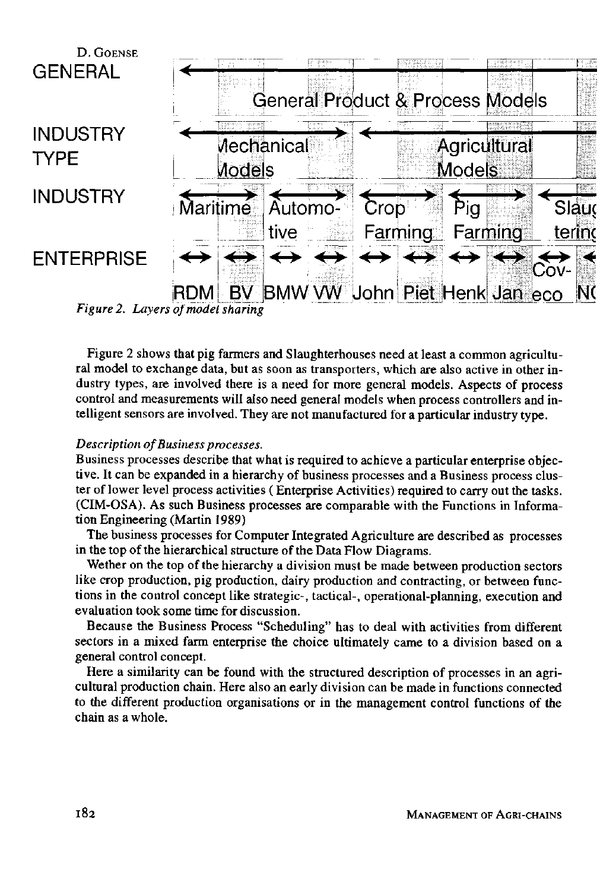GENERAL

General Product & Process Models

INDUSTRY TYPE

Mechanical Models

Agricultural Models

INDUSTRY

Maritime

Automotive

Crop Farming

Pig Farming

Slaughtering

ENTERPRISE

RDM

BV

BMW

VW

John

Piet

Henk

Jan

Coveco

NC

*Figure 2. Layers of model sharing*

Figure 2 shows that pig farmers and Slaughterhouses need at least a common agricultural model to exchange data, but as soon as transporters, which are also active in other industry types, are involved there is a need for more general models. Aspects of process control and measurements will also need general models when process controllers and intelligent sensors are involved. They are not manufactured for a particular industry type.

*Description of Business processes.*

Business processes describe that what is required to achieve a particular enterprise objective. It can be expanded in a hierarchy of business processes and a Business process cluster of lower level process activities ( Enterprise Activities) required to carry out the tasks. (CIM-OSA). As such Business processes are comparable with the Functions in Information Engineering (Martin 1989)

The business processes for Computer Integrated Agriculture are described as processes in the top of the hierarchical structure of the Data Flow Diagrams.

Wether on the top of the hierarchy a division must be made between production sectors like crop production, pig production, dairy production and contracting, or between functions in the control concept like strategic-, tactical-, operational-planning, execution and evaluation took some time for discussion.

Because the Business Process "Scheduling" has to deal with activities from different sectors in a mixed farm enterprise the choice ultimately came to a division based on a general control concept.

Here a similarity can be found with the structured description of processes in an agricultural production chain. Here also an early division can be made in functions connected to the different production organisations or in the management control functions of the chain as a whole.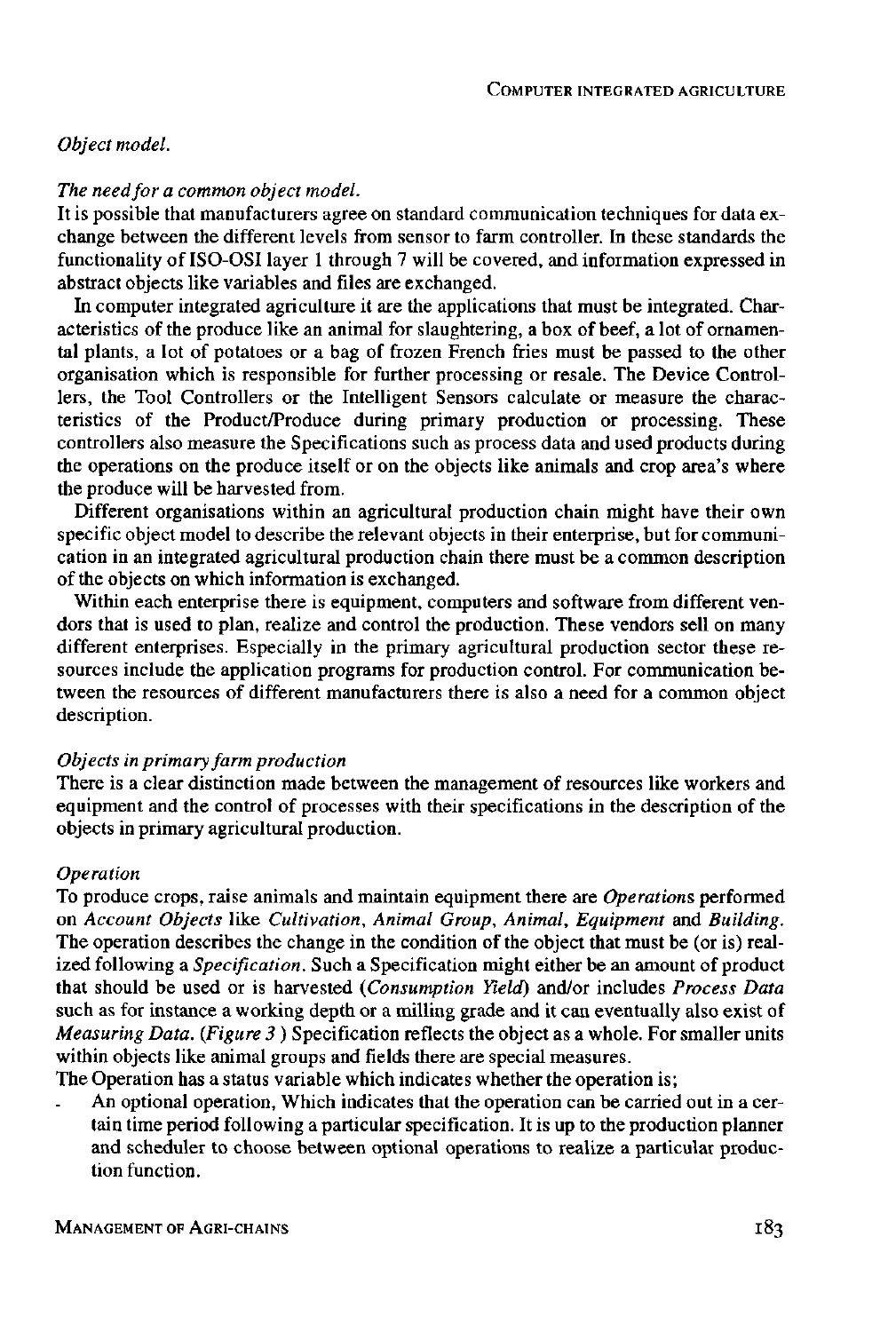*Object model.*

*The need for a common object model.*

It is possible that manufacturers agree on standard communication techniques for data exchange between the different levels from sensor to farm controller. In these standards the functionality of ISO-OSI layer 1 through 7 will be covered, and information expressed in abstract objects like variables and files are exchanged.

In computer integrated agriculture it are the applications that must be integrated. Characteristics of the produce like an animal for slaughtering, a box of beef, a lot of ornamental plants, a lot of potatoes or a bag of frozen French fries must be passed to the other organisation which is responsible for further processing or resale. The Device Controllers, the Tool Controllers or the Intelligent Sensors calculate or measure the characteristics of the Product/Produce during primary production or processing. These controllers also measure the Specifications such as process data and used products during the operations on the produce itself or on the objects like animals and crop area's where the produce will be harvested from.

Different organisations within an agricultural production chain might have their own specific object model to describe the relevant objects in their enterprise, but for communication in an integrated agricultural production chain there must be a common description of the objects on which information is exchanged.

Within each enterprise there is equipment, computers and software from different vendors that is used to plan, realize and control the production. These vendors sell on many different enterprises. Especially in the primary agricultural production sector these resources include the application programs for production control. For communication between the resources of different manufacturers there is also a need for a common object description.

*Objects in primary farm production*

There is a clear distinction made between the management of resources like workers and equipment and the control of processes with their specifications in the description of the objects in primary agricultural production.

*Operation*

To produce crops, raise animals and maintain equipment there are *Operations* performed on *Account Objects* like *Cultivation*, *Animal Group*, *Animal*, *Equipment* and *Building*. The operation describes the change in the condition of the object that must be (or is) realized following a *Specification*. Such a Specification might either be an amount of product that should be used or is harvested (*Consumption Yield*) and/or includes *Process Data* such as for instance a working depth or a milling grade and it can eventually also exist of *Measuring Data*. (*Figure 3* ) Specification reflects the object as a whole. For smaller units within objects like animal groups and fields there are special measures.

The Operation has a status variable which indicates whether the operation is;

- An optional operation, Which indicates that the operation can be carried out in a certain time period following a particular specification. It is up to the production planner and scheduler to choose between optional operations to realize a particular production function.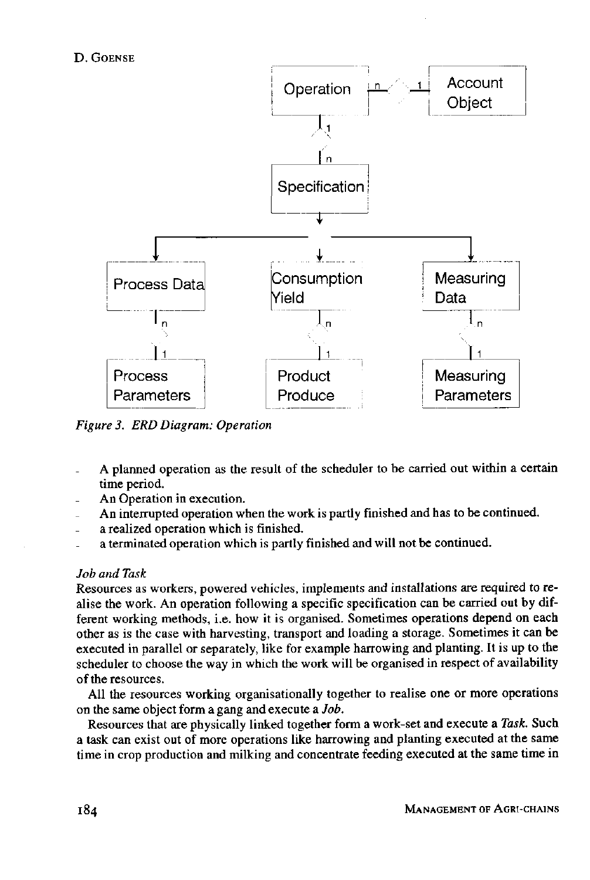Figure 3. ERD Diagram: Operation

- A planned operation as the result of the scheduler to be carried out within a certain time period.
- An Operation in execution.
- An interrupted operation when the work is partly finished and has to be continued.
- a realized operation which is finished.
- a terminated operation which is partly finished and will not be continued.

*Job and Task*

Resources as workers, powered vehicles, implements and installations are required to realise the work. An operation following a specific specification can be carried out by different working methods, i.e. how it is organised. Sometimes operations depend on each other as is the case with harvesting, transport and loading a storage. Sometimes it can be executed in parallel or separately, like for example harrowing and planting. It is up to the scheduler to choose the way in which the work will be organised in respect of availability of the resources.

All the resources working organisationally together to realise one or more operations on the same object form a gang and execute a *Job*.

Resources that are physically linked together form a work-set and execute a *Task*. Such a task can exist out of more operations like harrowing and planting executed at the same time in crop production and milking and concentrate feeding executed at the same time in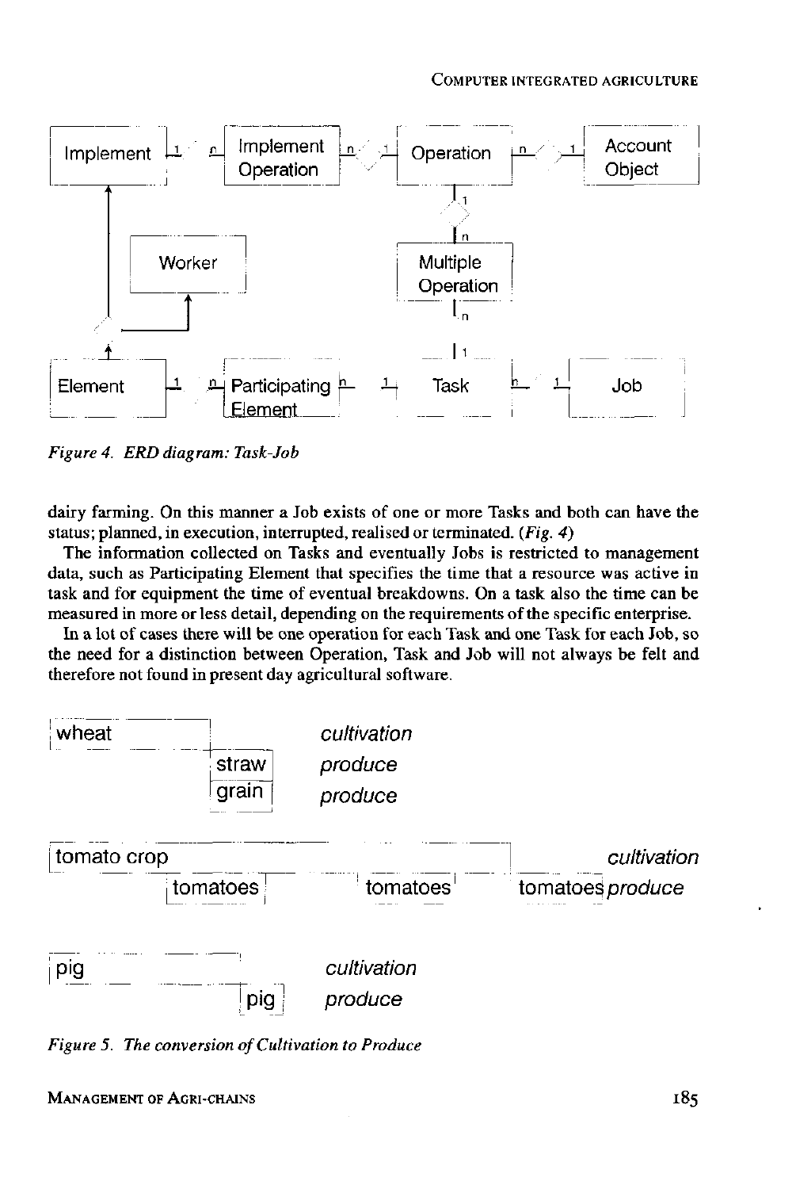Implement
Implement Operation
Operation
Account Object
Worker
Multiple Operation
Element
Participating Element
Task
Job
1
n
n
1
n
1
1
n
n
1
1
n
n
1
n
1

*Figure 4. ERD diagram: Task-Job*

dairy farming. On this manner a Job exists of one or more Tasks and both can have the status; planned, in execution, interrupted, realised or terminated. *(Fig. 4)*

The information collected on Tasks and eventually Jobs is restricted to management data, such as Participating Element that specifies the time that a resource was active in task and for equipment the time of eventual breakdowns. On a task also the time can be measured in more or less detail, depending on the requirements of the specific enterprise.

In a lot of cases there will be one operation for each Task and one Task for each Job, so the need for a distinction between Operation, Task and Job will not always be felt and therefore not found in present day agricultural software.

wheat
*cultivation*
straw
*produce*
grain
*produce*

tomato crop
*cultivation*
tomatoes
tomatoes
tomatoes
*produce*

pig
*cultivation*
pig
*produce*

*Figure 5. The conversion of Cultivation to Produce*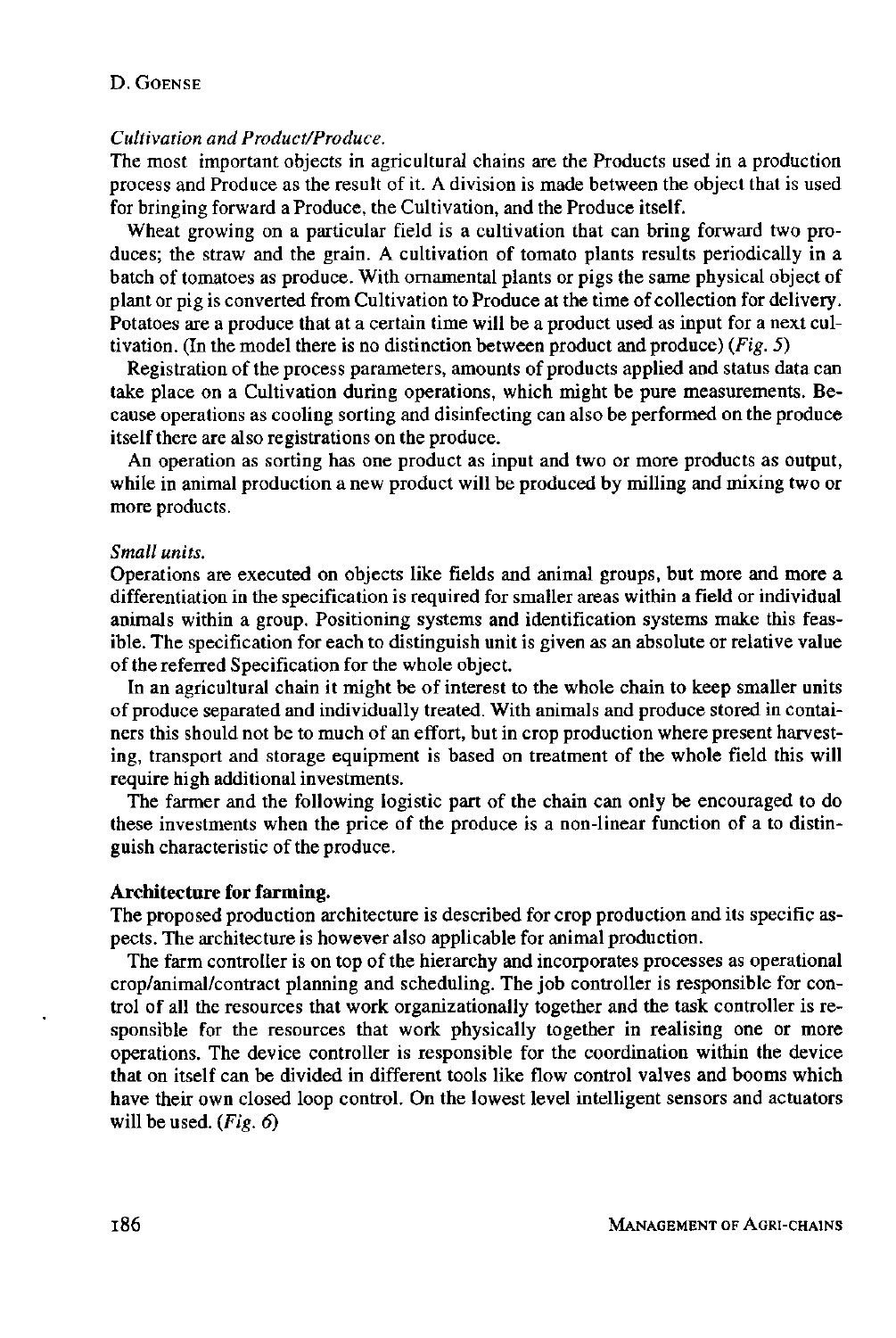*Cultivation and Product/Produce.*

The most important objects in agricultural chains are the Products used in a production process and Produce as the result of it. A division is made between the object that is used for bringing forward a Produce, the Cultivation, and the Produce itself.

Wheat growing on a particular field is a cultivation that can bring forward two produces; the straw and the grain. A cultivation of tomato plants results periodically in a batch of tomatoes as produce. With ornamental plants or pigs the same physical object of plant or pig is converted from Cultivation to Produce at the time of collection for delivery. Potatoes are a produce that at a certain time will be a product used as input for a next cultivation. (In the model there is no distinction between product and produce) (*Fig. 5*)

Registration of the process parameters, amounts of products applied and status data can take place on a Cultivation during operations, which might be pure measurements. Because operations as cooling sorting and disinfecting can also be performed on the produce itself there are also registrations on the produce.

An operation as sorting has one product as input and two or more products as output, while in animal production a new product will be produced by milling and mixing two or more products.

*Small units.*

Operations are executed on objects like fields and animal groups, but more and more a differentiation in the specification is required for smaller areas within a field or individual animals within a group. Positioning systems and identification systems make this feasible. The specification for each to distinguish unit is given as an absolute or relative value of the referred Specification for the whole object.

In an agricultural chain it might be of interest to the whole chain to keep smaller units of produce separated and individually treated. With animals and produce stored in containers this should not be to much of an effort, but in crop production where present harvesting, transport and storage equipment is based on treatment of the whole field this will require high additional investments.

The farmer and the following logistic part of the chain can only be encouraged to do these investments when the price of the produce is a non-linear function of a to distinguish characteristic of the produce.

**Architecture for farming.**

The proposed production architecture is described for crop production and its specific aspects. The architecture is however also applicable for animal production.

The farm controller is on top of the hierarchy and incorporates processes as operational crop/animal/contract planning and scheduling. The job controller is responsible for control of all the resources that work organizationally together and the task controller is responsible for the resources that work physically together in realising one or more operations. The device controller is responsible for the coordination within the device that on itself can be divided in different tools like flow control valves and booms which have their own closed loop control. On the lowest level intelligent sensors and actuators will be used. (*Fig. 6*)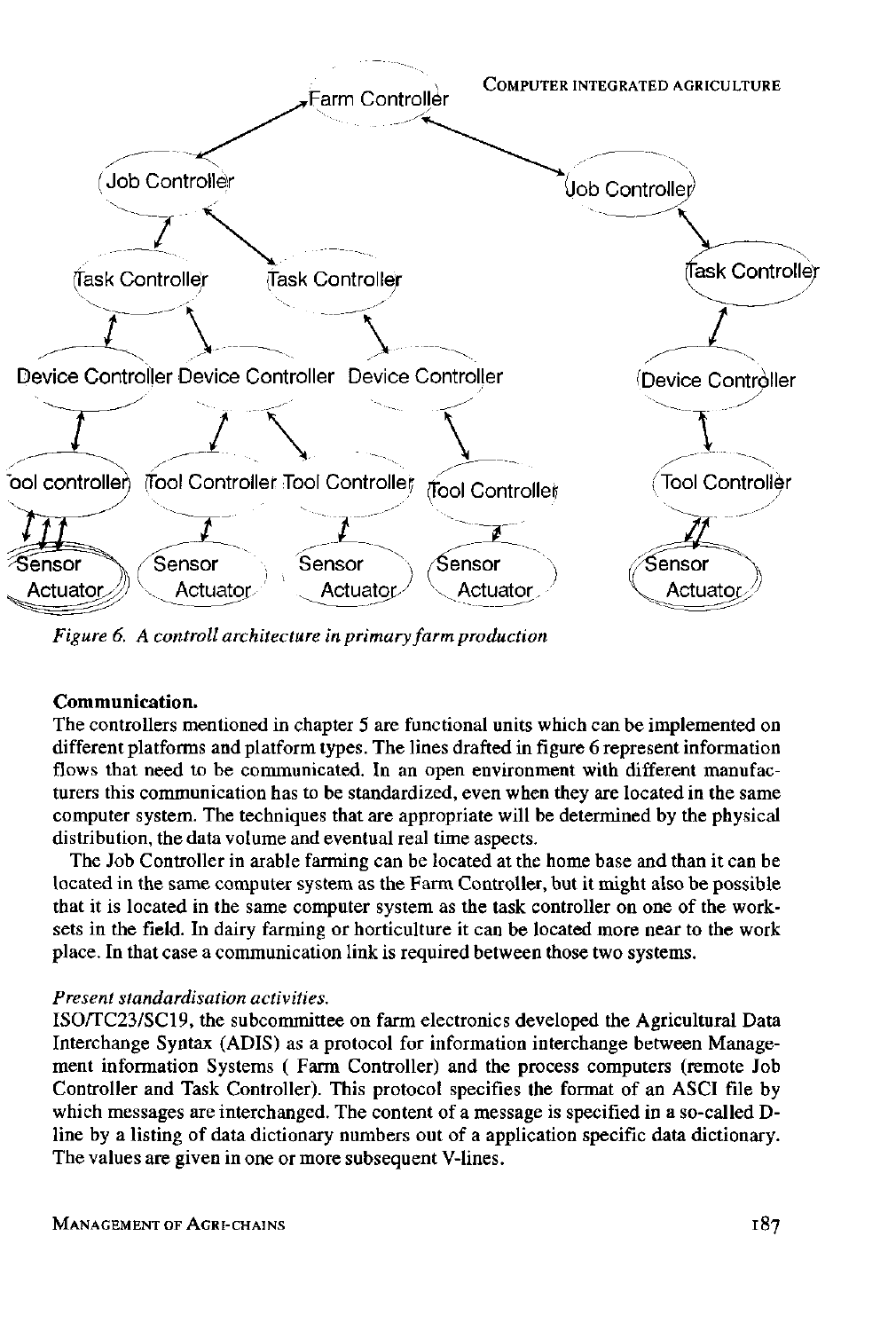Farm Controller

Job Controller

Job Controller

Task Controller

Task Controller

Task Controller

Device Controller

Device Controller

Device Controller

Device Controller

Tool controller

Tool Controller

Tool Controller

Tool Controller

Tool Controller

Sensor Actuator

Sensor Actuator

Sensor Actuator

Sensor Actuator

Sensor Actuator

*Figure 6. A controll architecture in primary farm production*

**Communication.**

The controllers mentioned in chapter 5 are functional units which can be implemented on different platforms and platform types. The lines drafted in figure 6 represent information flows that need to be communicated. In an open environment with different manufacturers this communication has to be standardized, even when they are located in the same computer system. The techniques that are appropriate will be determined by the physical distribution, the data volume and eventual real time aspects.

The Job Controller in arable farming can be located at the home base and than it can be located in the same computer system as the Farm Controller, but it might also be possible that it is located in the same computer system as the task controller on one of the work-sets in the field. In dairy farming or horticulture it can be located more near to the work place. In that case a communication link is required between those two systems.

*Present standardisation activities.*

ISO/TC23/SC19, the subcommittee on farm electronics developed the Agricultural Data Interchange Syntax (ADIS) as a protocol for information interchange between Management information Systems ( Farm Controller) and the process computers (remote Job Controller and Task Controller). This protocol specifies the format of an ASCI file by which messages are interchanged. The content of a message is specified in a so-called D-line by a listing of data dictionary numbers out of a application specific data dictionary. The values are given in one or more subsequent V-lines.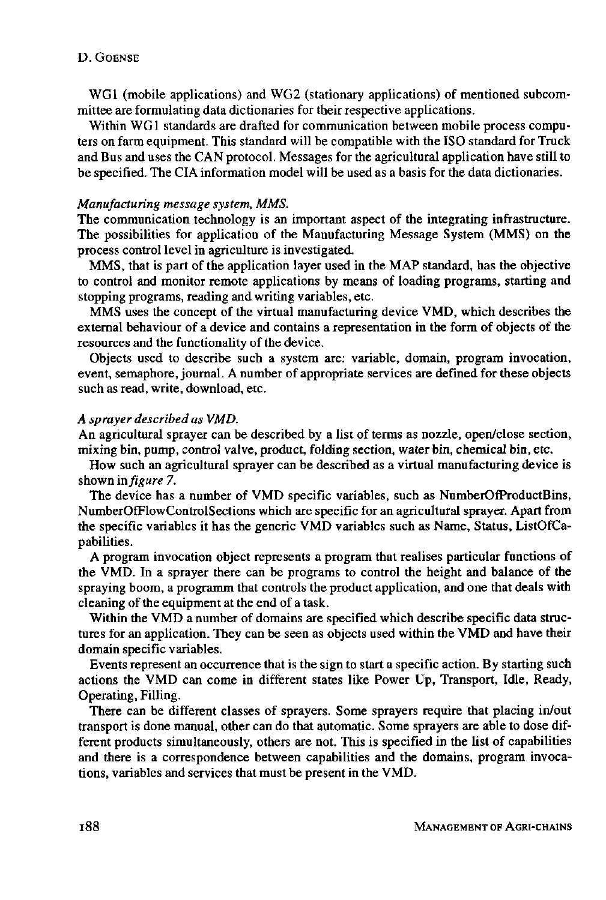WG1 (mobile applications) and WG2 (stationary applications) of mentioned subcommittee are formulating data dictionaries for their respective applications.

Within WG1 standards are drafted for communication between mobile process computers on farm equipment. This standard will be compatible with the ISO standard for Truck and Bus and uses the CAN protocol. Messages for the agricultural application have still to be specified. The CIA information model will be used as a basis for the data dictionaries.

*Manufacturing message system, MMS.*

The communication technology is an important aspect of the integrating infrastructure. The possibilities for application of the Manufacturing Message System (MMS) on the process control level in agriculture is investigated.

MMS, that is part of the application layer used in the MAP standard, has the objective to control and monitor remote applications by means of loading programs, starting and stopping programs, reading and writing variables, etc.

MMS uses the concept of the virtual manufacturing device VMD, which describes the external behaviour of a device and contains a representation in the form of objects of the resources and the functionality of the device.

Objects used to describe such a system are: variable, domain, program invocation, event, semaphore, journal. A number of appropriate services are defined for these objects such as read, write, download, etc.

*A sprayer described as VMD.*

An agricultural sprayer can be described by a list of terms as nozzle, open/close section, mixing bin, pump, control valve, product, folding section, water bin, chemical bin, etc.

How such an agricultural sprayer can be described as a virtual manufacturing device is shown in *figure 7*.

The device has a number of VMD specific variables, such as NumberOfProductBins, NumberOfFlowControlSections which are specific for an agricultural sprayer. Apart from the specific variables it has the generic VMD variables such as Name, Status, ListOfCapabilities.

A program invocation object represents a program that realises particular functions of the VMD. In a sprayer there can be programs to control the height and balance of the spraying boom, a programm that controls the product application, and one that deals with cleaning of the equipment at the end of a task.

Within the VMD a number of domains are specified which describe specific data structures for an application. They can be seen as objects used within the VMD and have their domain specific variables.

Events represent an occurrence that is the sign to start a specific action. By starting such actions the VMD can come in different states like Power Up, Transport, Idle, Ready, Operating, Filling.

There can be different classes of sprayers. Some sprayers require that placing in/out transport is done manual, other can do that automatic. Some sprayers are able to dose different products simultaneously, others are not. This is specified in the list of capabilities and there is a correspondence between capabilities and the domains, program invocations, variables and services that must be present in the VMD.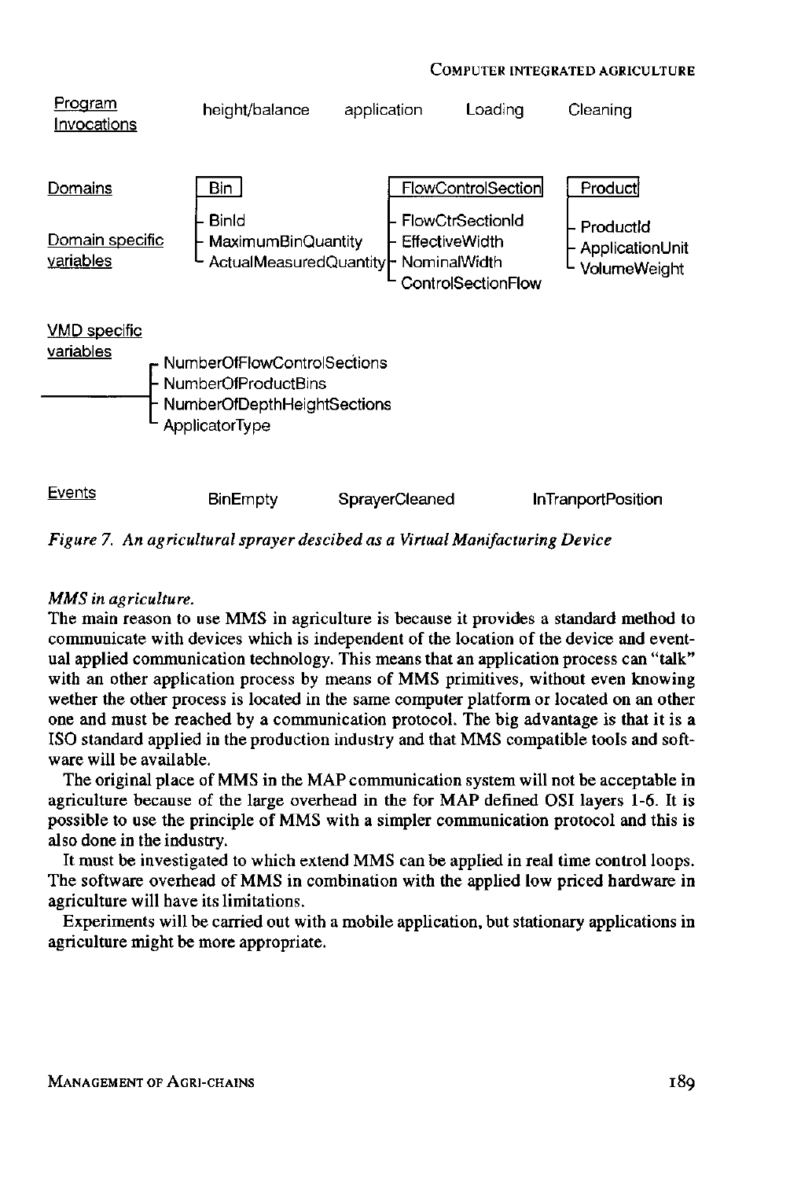Program Invocations: height/balance, application, Loading, Cleaning

Domains:

- Bin
  - BinId
  - MaximumBinQuantity
  - ActualMeasuredQuantity
- FlowControlSection
  - FlowCtrSectionId
  - EffectiveWidth
  - NominalWidth
  - ControlSectionFlow
- Product
  - ProductId
  - ApplicationUnit
  - VolumeWeight

Domain specific variables

VMD specific variables:

- NumberOfFlowControlSections
- NumberOfProductBins
- NumberOfDepthHeightSections
- ApplicatorType

Events: BinEmpty, SprayerCleaned, InTranportPosition

*Figure 7. An agricultural sprayer descibed as a Virtual Manifacturing Device*

*MMS in agriculture.*

The main reason to use MMS in agriculture is because it provides a standard method to communicate with devices which is independent of the location of the device and eventual applied communication technology. This means that an application process can "talk" with an other application process by means of MMS primitives, without even knowing wether the other process is located in the same computer platform or located on an other one and must be reached by a communication protocol. The big advantage is that it is a ISO standard applied in the production industry and that MMS compatible tools and software will be available.

The original place of MMS in the MAP communication system will not be acceptable in agriculture because of the large overhead in the for MAP defined OSI layers 1-6. It is possible to use the principle of MMS with a simpler communication protocol and this is also done in the industry.

It must be investigated to which extend MMS can be applied in real time control loops. The software overhead of MMS in combination with the applied low priced hardware in agriculture will have its limitations.

Experiments will be carried out with a mobile application, but stationary applications in agriculture might be more appropriate.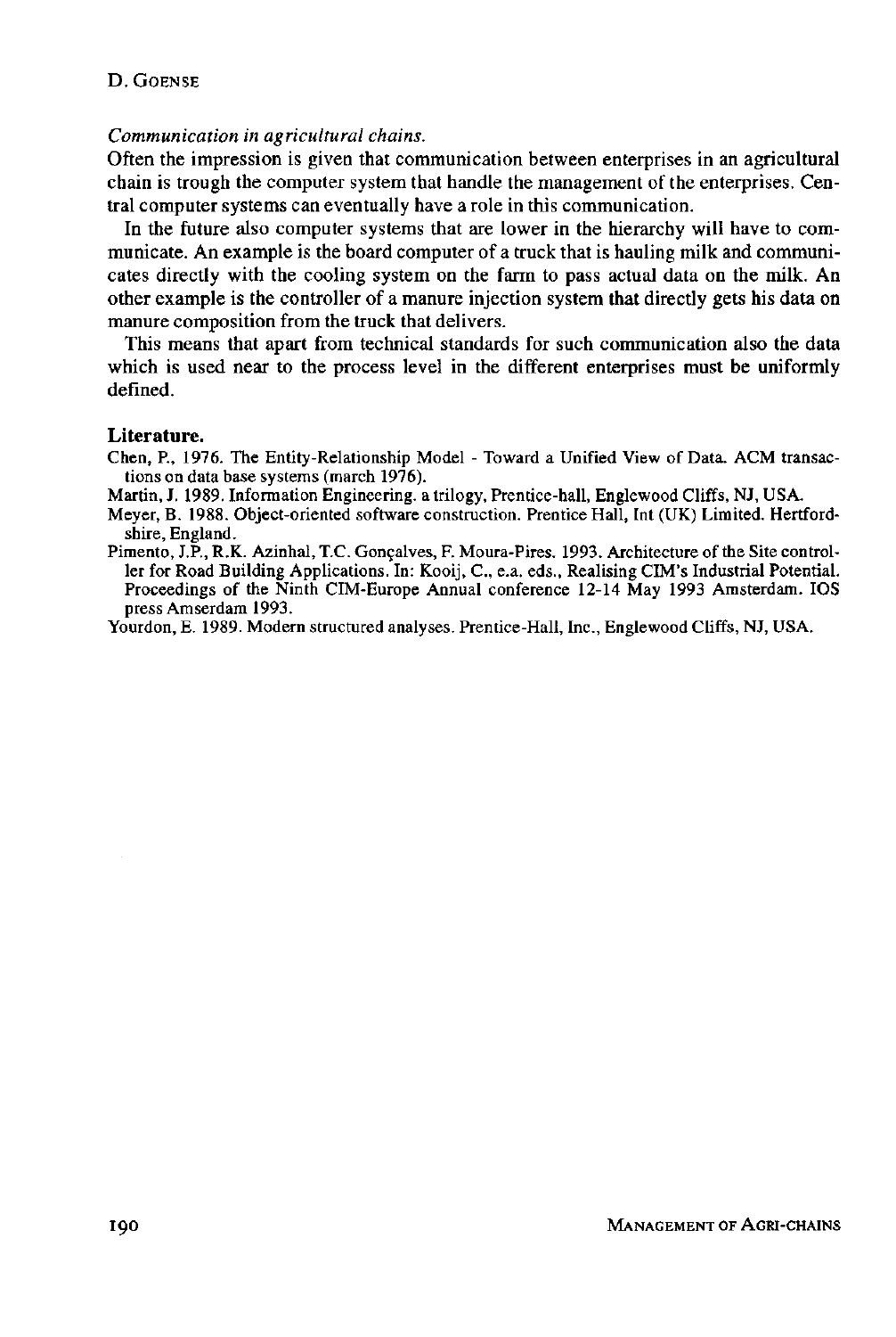*Communication in agricultural chains.*

Often the impression is given that communication between enterprises in an agricultural chain is trough the computer system that handle the management of the enterprises. Central computer systems can eventually have a role in this communication.

In the future also computer systems that are lower in the hierarchy will have to communicate. An example is the board computer of a truck that is hauling milk and communicates directly with the cooling system on the farm to pass actual data on the milk. An other example is the controller of a manure injection system that directly gets his data on manure composition from the truck that delivers.

This means that apart from technical standards for such communication also the data which is used near to the process level in the different enterprises must be uniformly defined.

## Literature.

Chen, P., 1976. The Entity-Relationship Model - Toward a Unified View of Data. ACM transactions on data base systems (march 1976).

Martin, J. 1989. Information Engineering. a trilogy, Prentice-hall, Englewood Cliffs, NJ, USA.

Meyer, B. 1988. Object-oriented software construction. Prentice Hall, Int (UK) Limited. Hertfordshire, England.

Pimento, J.P., R.K. Azinhal, T.C. Gonçalves, F. Moura-Pires. 1993. Architecture of the Site controller for Road Building Applications. In: Kooij, C., e.a. eds., Realising CIM's Industrial Potential. Proceedings of the Ninth CIM-Europe Annual conference 12-14 May 1993 Amsterdam. IOS press Amserdam 1993.

Yourdon, E. 1989. Modern structured analyses. Prentice-Hall, Inc., Englewood Cliffs, NJ, USA.